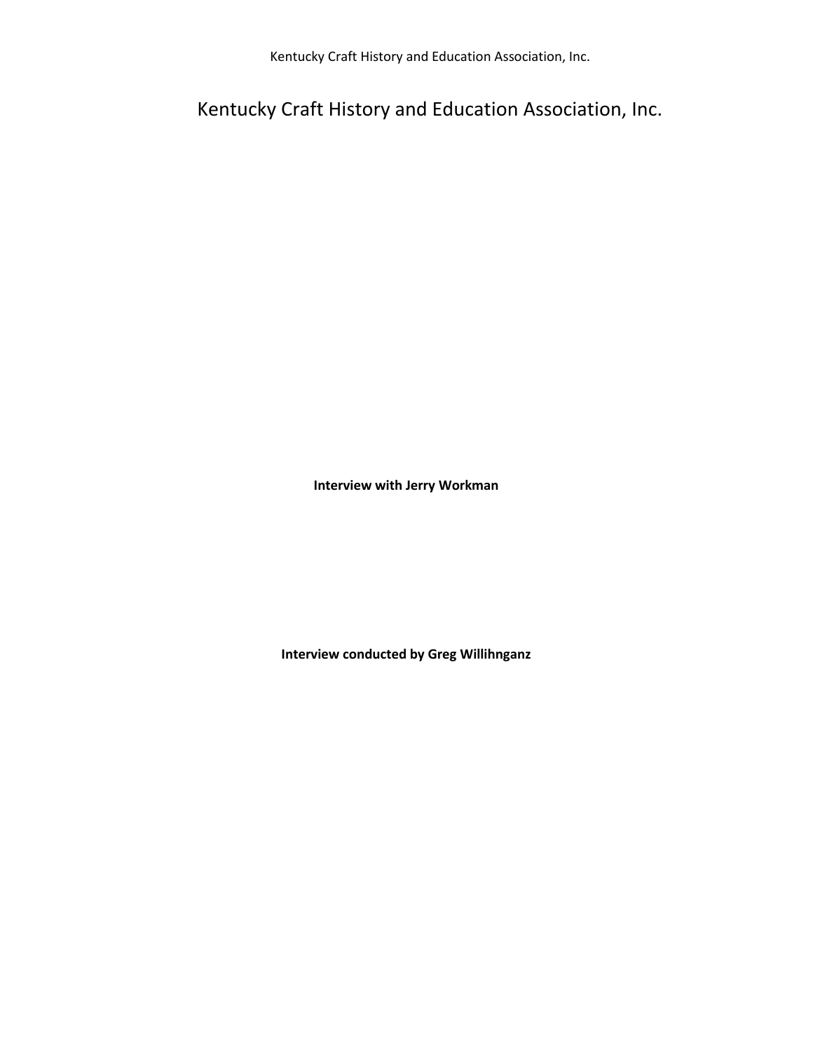# Kentucky Craft History and Education Association, Inc.

**Interview with Jerry Workman**

**Interview conducted by Greg Willihnganz**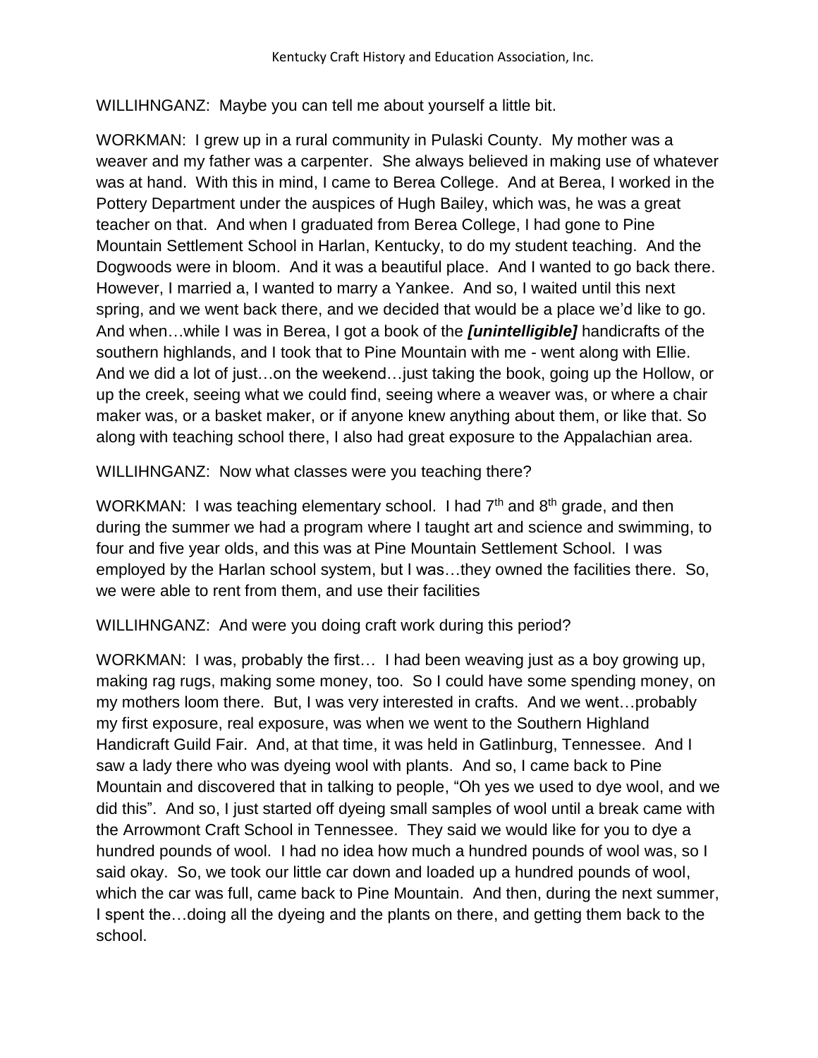WILLIHNGANZ: Maybe you can tell me about yourself a little bit.

WORKMAN: I grew up in a rural community in Pulaski County. My mother was a weaver and my father was a carpenter. She always believed in making use of whatever was at hand. With this in mind, I came to Berea College. And at Berea, I worked in the Pottery Department under the auspices of Hugh Bailey, which was, he was a great teacher on that. And when I graduated from Berea College, I had gone to Pine Mountain Settlement School in Harlan, Kentucky, to do my student teaching. And the Dogwoods were in bloom. And it was a beautiful place. And I wanted to go back there. However, I married a, I wanted to marry a Yankee. And so, I waited until this next spring, and we went back there, and we decided that would be a place we'd like to go. And when…while I was in Berea, I got a book of the ***[unintelligible]*** handicrafts of the southern highlands, and I took that to Pine Mountain with me - went along with Ellie. And we did a lot of just…on the weekend…just taking the book, going up the Hollow, or up the creek, seeing what we could find, seeing where a weaver was, or where a chair maker was, or a basket maker, or if anyone knew anything about them, or like that. So along with teaching school there, I also had great exposure to the Appalachian area.

WILLIHNGANZ: Now what classes were you teaching there?

WORKMAN: I was teaching elementary school. I had 7th and 8th grade, and then during the summer we had a program where I taught art and science and swimming, to four and five year olds, and this was at Pine Mountain Settlement School. I was employed by the Harlan school system, but I was…they owned the facilities there. So, we were able to rent from them, and use their facilities

WILLIHNGANZ: And were you doing craft work during this period?

WORKMAN: I was, probably the first… I had been weaving just as a boy growing up, making rag rugs, making some money, too. So I could have some spending money, on my mothers loom there. But, I was very interested in crafts. And we went…probably my first exposure, real exposure, was when we went to the Southern Highland Handicraft Guild Fair. And, at that time, it was held in Gatlinburg, Tennessee. And I saw a lady there who was dyeing wool with plants. And so, I came back to Pine Mountain and discovered that in talking to people, "Oh yes we used to dye wool, and we did this". And so, I just started off dyeing small samples of wool until a break came with the Arrowmont Craft School in Tennessee. They said we would like for you to dye a hundred pounds of wool. I had no idea how much a hundred pounds of wool was, so I said okay. So, we took our little car down and loaded up a hundred pounds of wool, which the car was full, came back to Pine Mountain. And then, during the next summer, I spent the…doing all the dyeing and the plants on there, and getting them back to the school.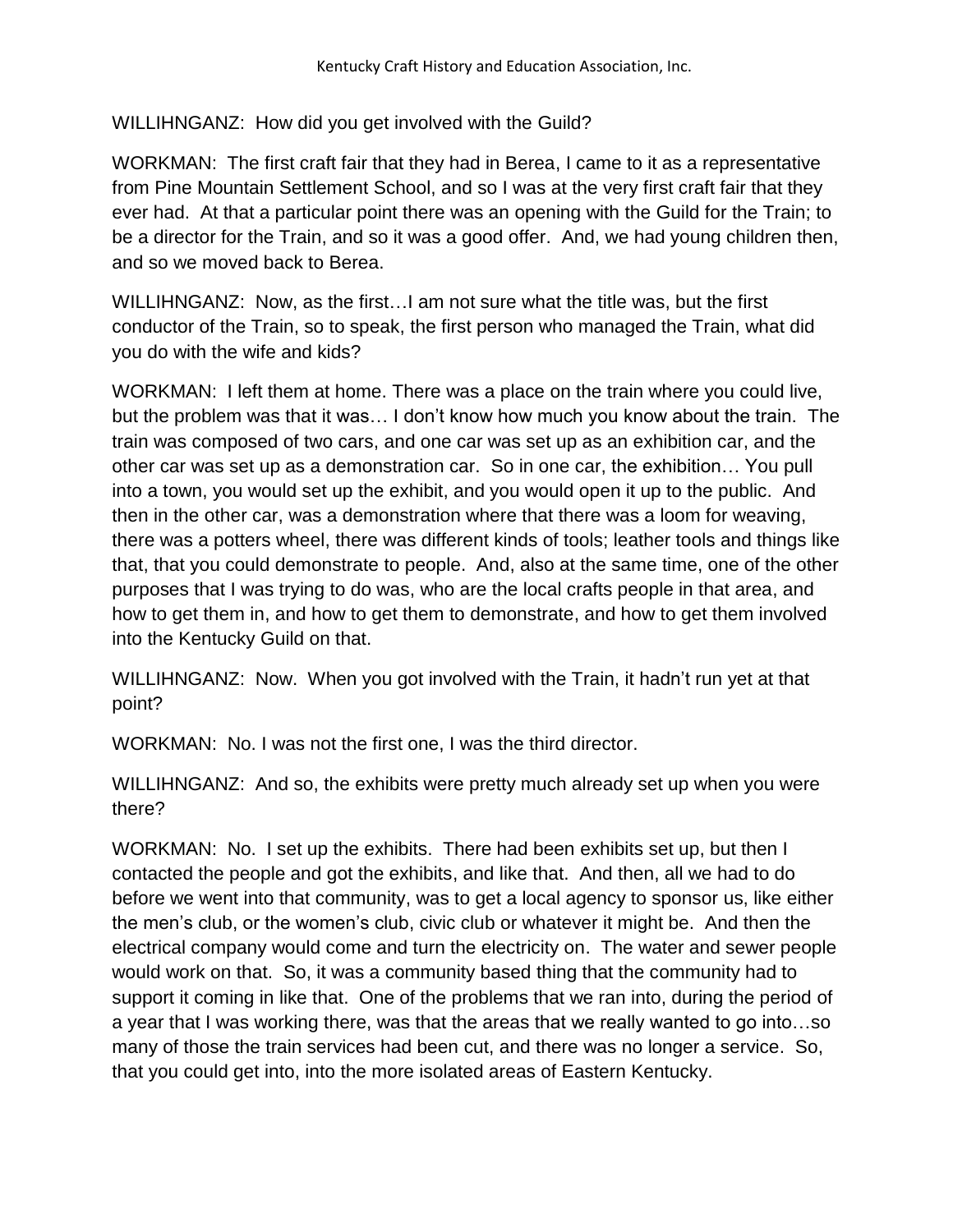WILLIHNGANZ: How did you get involved with the Guild?

WORKMAN: The first craft fair that they had in Berea, I came to it as a representative from Pine Mountain Settlement School, and so I was at the very first craft fair that they ever had. At that a particular point there was an opening with the Guild for the Train; to be a director for the Train, and so it was a good offer. And, we had young children then, and so we moved back to Berea.

WILLIHNGANZ: Now, as the first…I am not sure what the title was, but the first conductor of the Train, so to speak, the first person who managed the Train, what did you do with the wife and kids?

WORKMAN: I left them at home. There was a place on the train where you could live, but the problem was that it was… I don't know how much you know about the train. The train was composed of two cars, and one car was set up as an exhibition car, and the other car was set up as a demonstration car. So in one car, the exhibition… You pull into a town, you would set up the exhibit, and you would open it up to the public. And then in the other car, was a demonstration where that there was a loom for weaving, there was a potters wheel, there was different kinds of tools; leather tools and things like that, that you could demonstrate to people. And, also at the same time, one of the other purposes that I was trying to do was, who are the local crafts people in that area, and how to get them in, and how to get them to demonstrate, and how to get them involved into the Kentucky Guild on that.

WILLIHNGANZ: Now. When you got involved with the Train, it hadn't run yet at that point?

WORKMAN: No. I was not the first one, I was the third director.

WILLIHNGANZ: And so, the exhibits were pretty much already set up when you were there?

WORKMAN: No. I set up the exhibits. There had been exhibits set up, but then I contacted the people and got the exhibits, and like that. And then, all we had to do before we went into that community, was to get a local agency to sponsor us, like either the men's club, or the women's club, civic club or whatever it might be. And then the electrical company would come and turn the electricity on. The water and sewer people would work on that. So, it was a community based thing that the community had to support it coming in like that. One of the problems that we ran into, during the period of a year that I was working there, was that the areas that we really wanted to go into…so many of those the train services had been cut, and there was no longer a service. So, that you could get into, into the more isolated areas of Eastern Kentucky.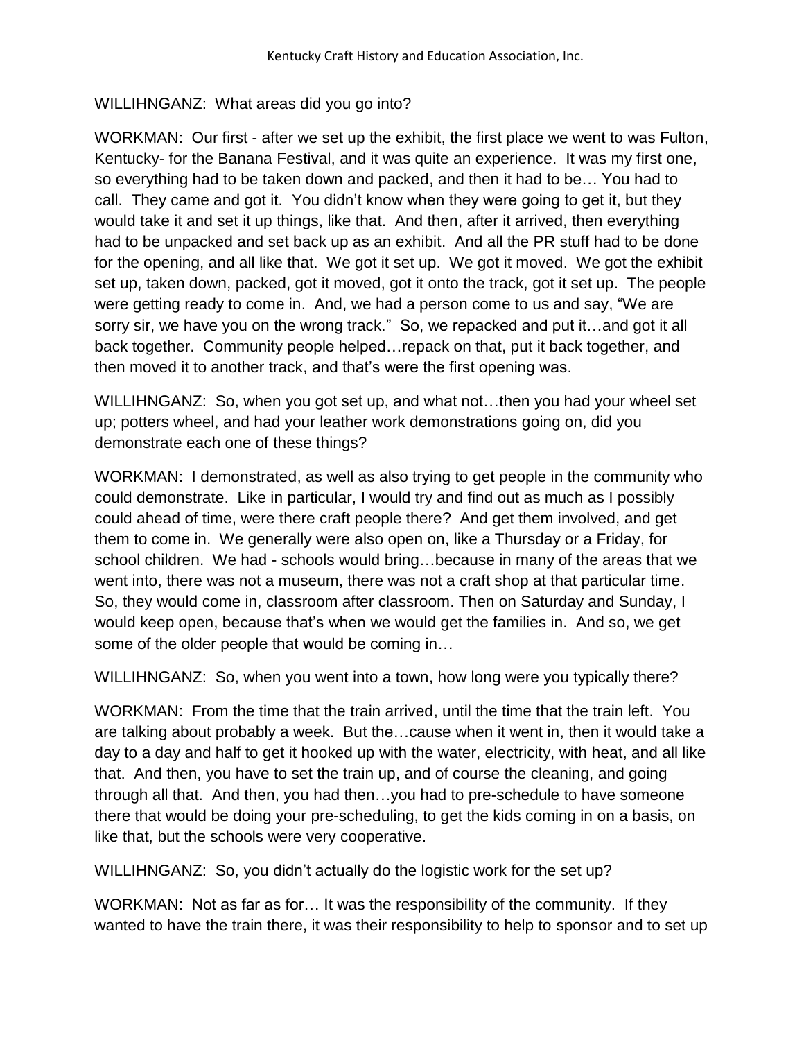WILLIHNGANZ: What areas did you go into?

WORKMAN: Our first - after we set up the exhibit, the first place we went to was Fulton, Kentucky- for the Banana Festival, and it was quite an experience. It was my first one, so everything had to be taken down and packed, and then it had to be… You had to call. They came and got it. You didn't know when they were going to get it, but they would take it and set it up things, like that. And then, after it arrived, then everything had to be unpacked and set back up as an exhibit. And all the PR stuff had to be done for the opening, and all like that. We got it set up. We got it moved. We got the exhibit set up, taken down, packed, got it moved, got it onto the track, got it set up. The people were getting ready to come in. And, we had a person come to us and say, "We are sorry sir, we have you on the wrong track." So, we repacked and put it…and got it all back together. Community people helped…repack on that, put it back together, and then moved it to another track, and that's were the first opening was.

WILLIHNGANZ: So, when you got set up, and what not…then you had your wheel set up; potters wheel, and had your leather work demonstrations going on, did you demonstrate each one of these things?

WORKMAN: I demonstrated, as well as also trying to get people in the community who could demonstrate. Like in particular, I would try and find out as much as I possibly could ahead of time, were there craft people there? And get them involved, and get them to come in. We generally were also open on, like a Thursday or a Friday, for school children. We had - schools would bring…because in many of the areas that we went into, there was not a museum, there was not a craft shop at that particular time. So, they would come in, classroom after classroom. Then on Saturday and Sunday, I would keep open, because that's when we would get the families in. And so, we get some of the older people that would be coming in…

WILLIHNGANZ: So, when you went into a town, how long were you typically there?

WORKMAN: From the time that the train arrived, until the time that the train left. You are talking about probably a week. But the…cause when it went in, then it would take a day to a day and half to get it hooked up with the water, electricity, with heat, and all like that. And then, you have to set the train up, and of course the cleaning, and going through all that. And then, you had then…you had to pre-schedule to have someone there that would be doing your pre-scheduling, to get the kids coming in on a basis, on like that, but the schools were very cooperative.

WILLIHNGANZ: So, you didn't actually do the logistic work for the set up?

WORKMAN: Not as far as for… It was the responsibility of the community. If they wanted to have the train there, it was their responsibility to help to sponsor and to set up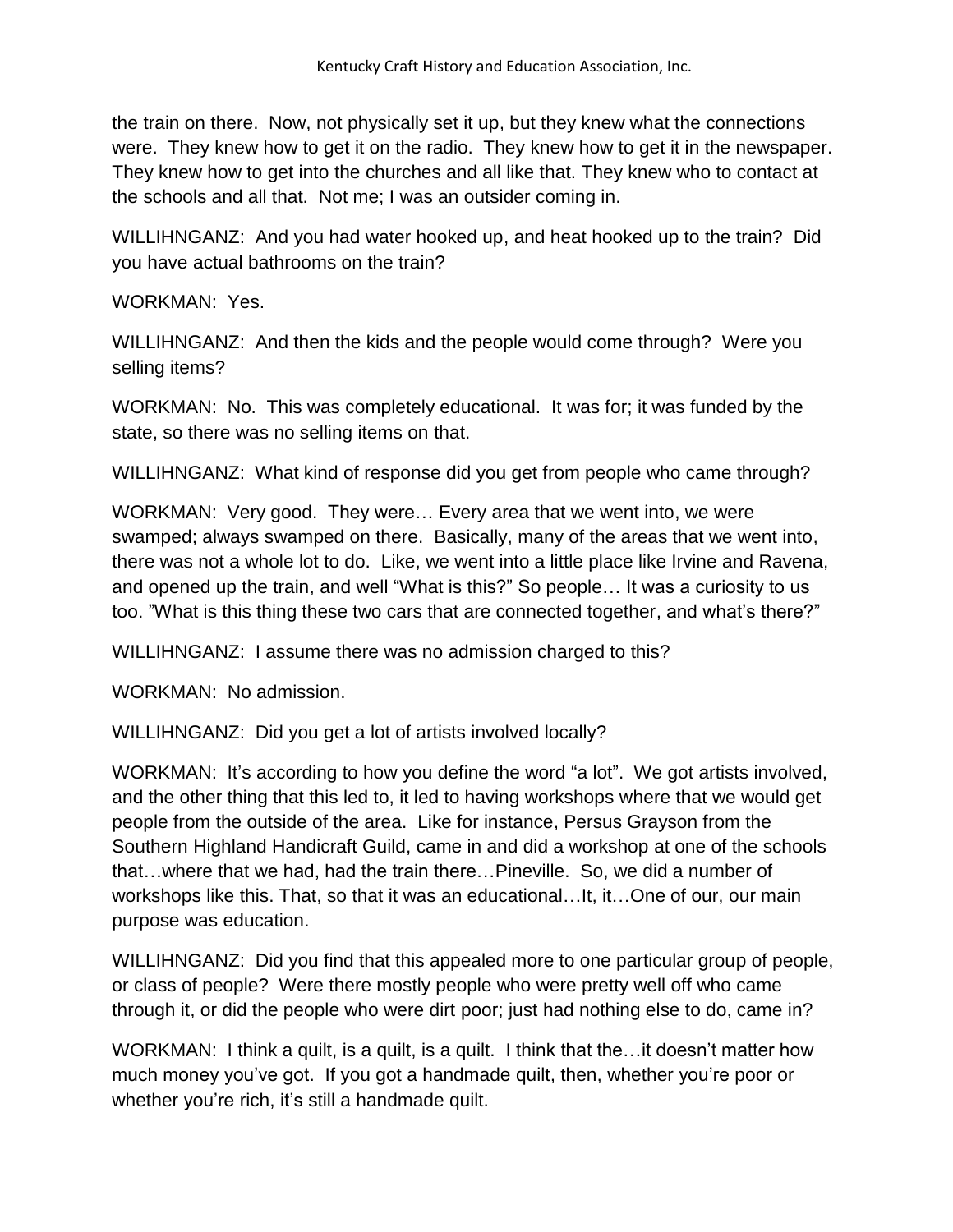the train on there. Now, not physically set it up, but they knew what the connections were. They knew how to get it on the radio. They knew how to get it in the newspaper. They knew how to get into the churches and all like that. They knew who to contact at the schools and all that. Not me; I was an outsider coming in.

WILLIHNGANZ: And you had water hooked up, and heat hooked up to the train? Did you have actual bathrooms on the train?

WORKMAN: Yes.

WILLIHNGANZ: And then the kids and the people would come through? Were you selling items?

WORKMAN: No. This was completely educational. It was for; it was funded by the state, so there was no selling items on that.

WILLIHNGANZ: What kind of response did you get from people who came through?

WORKMAN: Very good. They were… Every area that we went into, we were swamped; always swamped on there. Basically, many of the areas that we went into, there was not a whole lot to do. Like, we went into a little place like Irvine and Ravena, and opened up the train, and well "What is this?" So people… It was a curiosity to us too. "What is this thing these two cars that are connected together, and what's there?"

WILLIHNGANZ: I assume there was no admission charged to this?

WORKMAN: No admission.

WILLIHNGANZ: Did you get a lot of artists involved locally?

WORKMAN: It's according to how you define the word "a lot". We got artists involved, and the other thing that this led to, it led to having workshops where that we would get people from the outside of the area. Like for instance, Persus Grayson from the Southern Highland Handicraft Guild, came in and did a workshop at one of the schools that…where that we had, had the train there…Pineville. So, we did a number of workshops like this. That, so that it was an educational…It, it…One of our, our main purpose was education.

WILLIHNGANZ: Did you find that this appealed more to one particular group of people, or class of people? Were there mostly people who were pretty well off who came through it, or did the people who were dirt poor; just had nothing else to do, came in?

WORKMAN: I think a quilt, is a quilt, is a quilt. I think that the…it doesn't matter how much money you've got. If you got a handmade quilt, then, whether you're poor or whether you're rich, it's still a handmade quilt.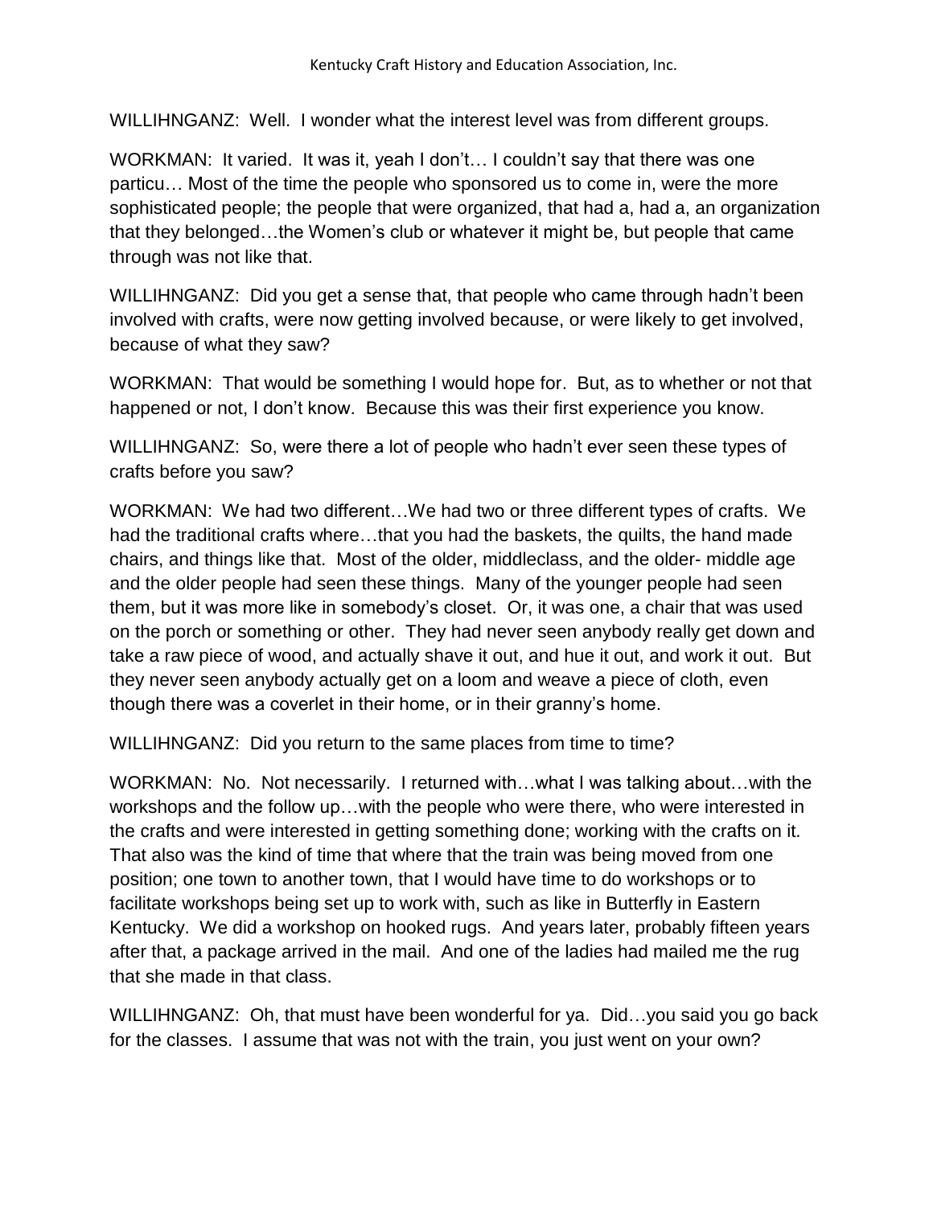WILLIHNGANZ: Well. I wonder what the interest level was from different groups.

WORKMAN: It varied. It was it, yeah I don't… I couldn't say that there was one particu… Most of the time the people who sponsored us to come in, were the more sophisticated people; the people that were organized, that had a, had a, an organization that they belonged…the Women's club or whatever it might be, but people that came through was not like that.

WILLIHNGANZ: Did you get a sense that, that people who came through hadn't been involved with crafts, were now getting involved because, or were likely to get involved, because of what they saw?

WORKMAN: That would be something I would hope for. But, as to whether or not that happened or not, I don't know. Because this was their first experience you know.

WILLIHNGANZ: So, were there a lot of people who hadn't ever seen these types of crafts before you saw?

WORKMAN: We had two different…We had two or three different types of crafts. We had the traditional crafts where…that you had the baskets, the quilts, the hand made chairs, and things like that. Most of the older, middleclass, and the older- middle age and the older people had seen these things. Many of the younger people had seen them, but it was more like in somebody's closet. Or, it was one, a chair that was used on the porch or something or other. They had never seen anybody really get down and take a raw piece of wood, and actually shave it out, and hue it out, and work it out. But they never seen anybody actually get on a loom and weave a piece of cloth, even though there was a coverlet in their home, or in their granny's home.

WILLIHNGANZ: Did you return to the same places from time to time?

WORKMAN: No. Not necessarily. I returned with…what I was talking about…with the workshops and the follow up…with the people who were there, who were interested in the crafts and were interested in getting something done; working with the crafts on it. That also was the kind of time that where that the train was being moved from one position; one town to another town, that I would have time to do workshops or to facilitate workshops being set up to work with, such as like in Butterfly in Eastern Kentucky. We did a workshop on hooked rugs. And years later, probably fifteen years after that, a package arrived in the mail. And one of the ladies had mailed me the rug that she made in that class.

WILLIHNGANZ: Oh, that must have been wonderful for ya. Did…you said you go back for the classes. I assume that was not with the train, you just went on your own?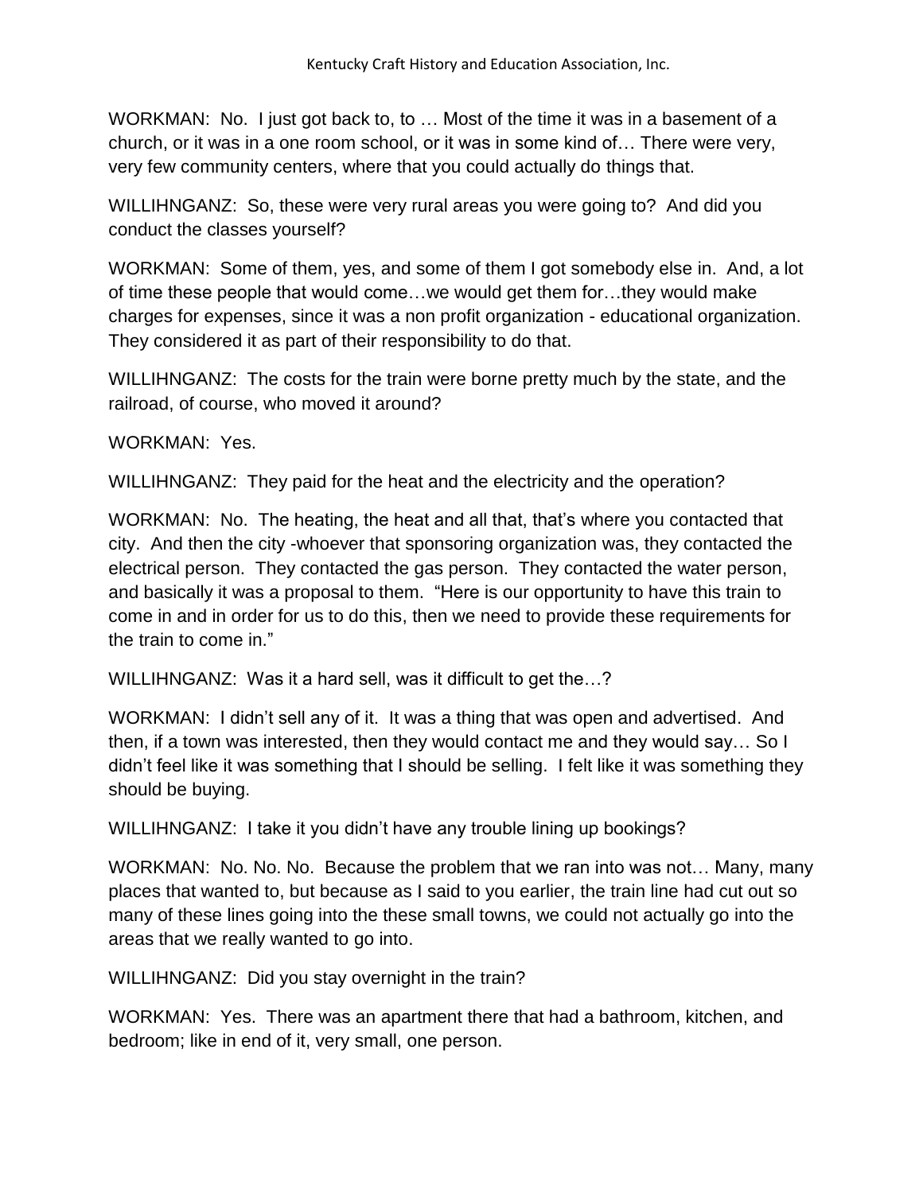WORKMAN: No. I just got back to, to … Most of the time it was in a basement of a church, or it was in a one room school, or it was in some kind of… There were very, very few community centers, where that you could actually do things that.

WILLIHNGANZ: So, these were very rural areas you were going to? And did you conduct the classes yourself?

WORKMAN: Some of them, yes, and some of them I got somebody else in. And, a lot of time these people that would come…we would get them for…they would make charges for expenses, since it was a non profit organization - educational organization. They considered it as part of their responsibility to do that.

WILLIHNGANZ: The costs for the train were borne pretty much by the state, and the railroad, of course, who moved it around?

WORKMAN: Yes.

WILLIHNGANZ: They paid for the heat and the electricity and the operation?

WORKMAN: No. The heating, the heat and all that, that's where you contacted that city. And then the city -whoever that sponsoring organization was, they contacted the electrical person. They contacted the gas person. They contacted the water person, and basically it was a proposal to them. "Here is our opportunity to have this train to come in and in order for us to do this, then we need to provide these requirements for the train to come in."

WILLIHNGANZ: Was it a hard sell, was it difficult to get the…?

WORKMAN: I didn't sell any of it. It was a thing that was open and advertised. And then, if a town was interested, then they would contact me and they would say… So I didn't feel like it was something that I should be selling. I felt like it was something they should be buying.

WILLIHNGANZ: I take it you didn't have any trouble lining up bookings?

WORKMAN: No. No. No. Because the problem that we ran into was not… Many, many places that wanted to, but because as I said to you earlier, the train line had cut out so many of these lines going into the these small towns, we could not actually go into the areas that we really wanted to go into.

WILLIHNGANZ: Did you stay overnight in the train?

WORKMAN: Yes. There was an apartment there that had a bathroom, kitchen, and bedroom; like in end of it, very small, one person.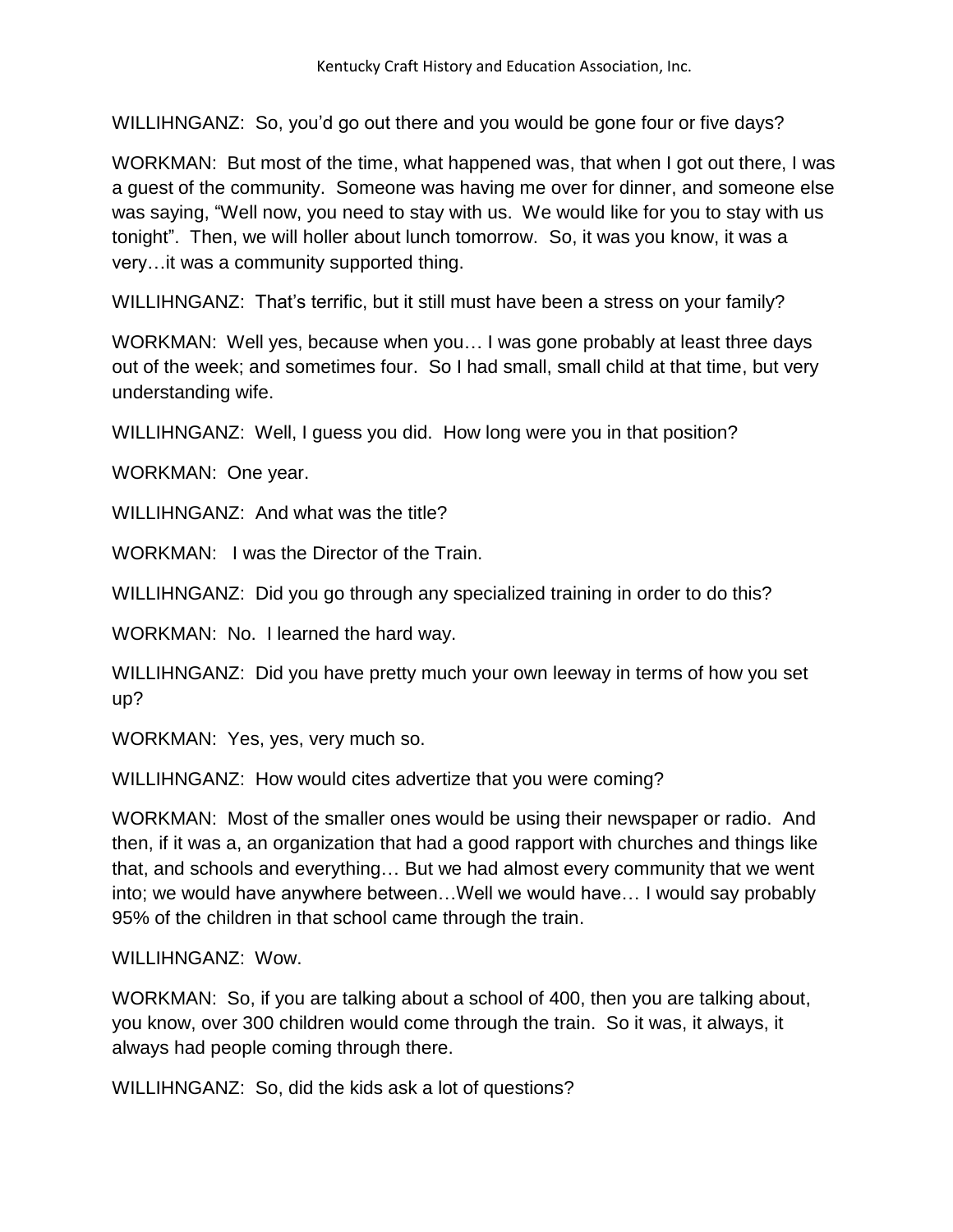WILLIHNGANZ: So, you'd go out there and you would be gone four or five days?

WORKMAN: But most of the time, what happened was, that when I got out there, I was a guest of the community. Someone was having me over for dinner, and someone else was saying, "Well now, you need to stay with us. We would like for you to stay with us tonight". Then, we will holler about lunch tomorrow. So, it was you know, it was a very…it was a community supported thing.

WILLIHNGANZ: That's terrific, but it still must have been a stress on your family?

WORKMAN: Well yes, because when you… I was gone probably at least three days out of the week; and sometimes four. So I had small, small child at that time, but very understanding wife.

WILLIHNGANZ: Well, I guess you did. How long were you in that position?

WORKMAN: One year.

WILLIHNGANZ: And what was the title?

WORKMAN: I was the Director of the Train.

WILLIHNGANZ: Did you go through any specialized training in order to do this?

WORKMAN: No. I learned the hard way.

WILLIHNGANZ: Did you have pretty much your own leeway in terms of how you set up?

WORKMAN: Yes, yes, very much so.

WILLIHNGANZ: How would cites advertize that you were coming?

WORKMAN: Most of the smaller ones would be using their newspaper or radio. And then, if it was a, an organization that had a good rapport with churches and things like that, and schools and everything… But we had almost every community that we went into; we would have anywhere between…Well we would have… I would say probably 95% of the children in that school came through the train.

WILLIHNGANZ: Wow.

WORKMAN: So, if you are talking about a school of 400, then you are talking about, you know, over 300 children would come through the train. So it was, it always, it always had people coming through there.

WILLIHNGANZ: So, did the kids ask a lot of questions?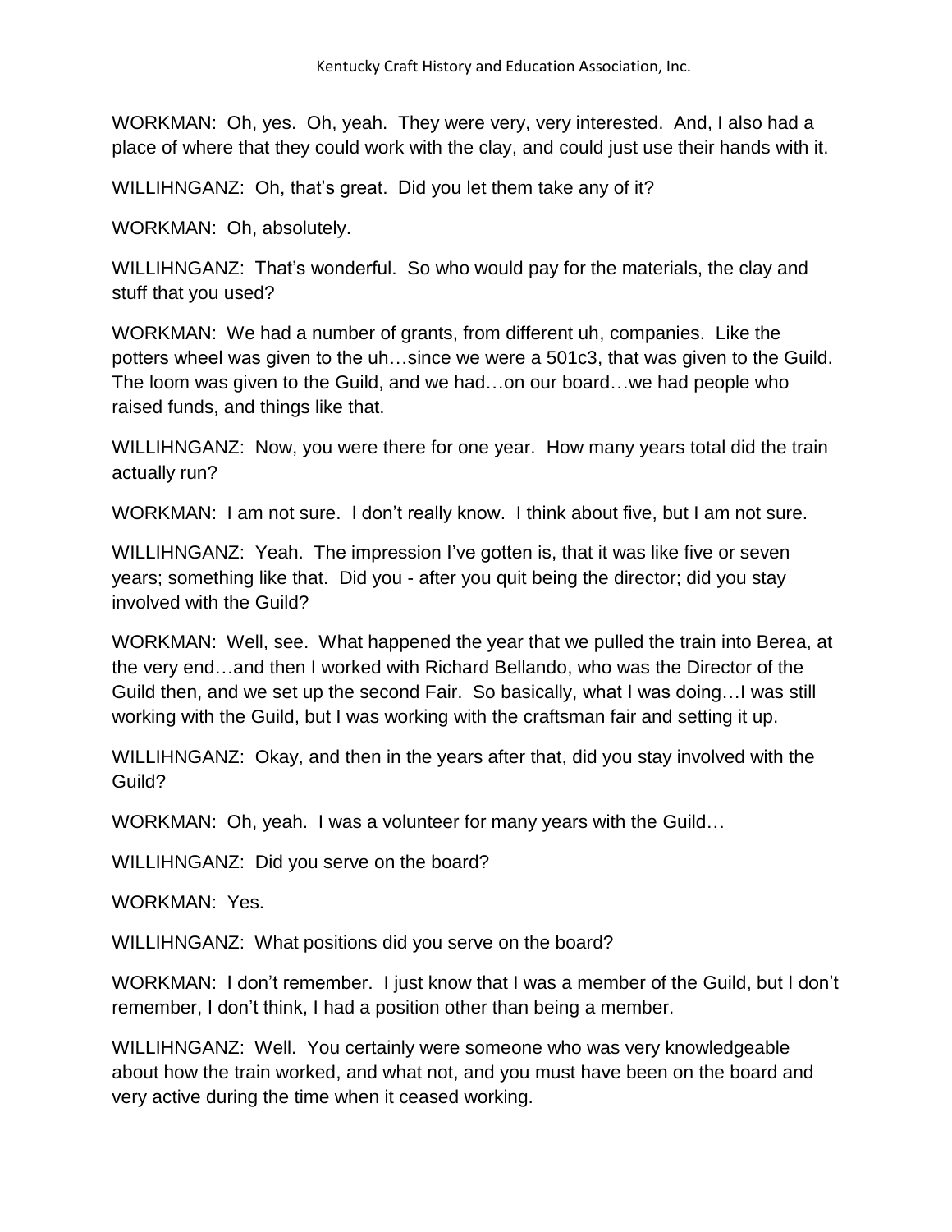WORKMAN: Oh, yes. Oh, yeah. They were very, very interested. And, I also had a place of where that they could work with the clay, and could just use their hands with it.

WILLIHNGANZ: Oh, that's great. Did you let them take any of it?

WORKMAN: Oh, absolutely.

WILLIHNGANZ: That's wonderful. So who would pay for the materials, the clay and stuff that you used?

WORKMAN: We had a number of grants, from different uh, companies. Like the potters wheel was given to the uh…since we were a 501c3, that was given to the Guild. The loom was given to the Guild, and we had…on our board…we had people who raised funds, and things like that.

WILLIHNGANZ: Now, you were there for one year. How many years total did the train actually run?

WORKMAN: I am not sure. I don't really know. I think about five, but I am not sure.

WILLIHNGANZ: Yeah. The impression I've gotten is, that it was like five or seven years; something like that. Did you - after you quit being the director; did you stay involved with the Guild?

WORKMAN: Well, see. What happened the year that we pulled the train into Berea, at the very end…and then I worked with Richard Bellando, who was the Director of the Guild then, and we set up the second Fair. So basically, what I was doing…I was still working with the Guild, but I was working with the craftsman fair and setting it up.

WILLIHNGANZ: Okay, and then in the years after that, did you stay involved with the Guild?

WORKMAN: Oh, yeah. I was a volunteer for many years with the Guild…

WILLIHNGANZ: Did you serve on the board?

WORKMAN: Yes.

WILLIHNGANZ: What positions did you serve on the board?

WORKMAN: I don't remember. I just know that I was a member of the Guild, but I don't remember, I don't think, I had a position other than being a member.

WILLIHNGANZ: Well. You certainly were someone who was very knowledgeable about how the train worked, and what not, and you must have been on the board and very active during the time when it ceased working.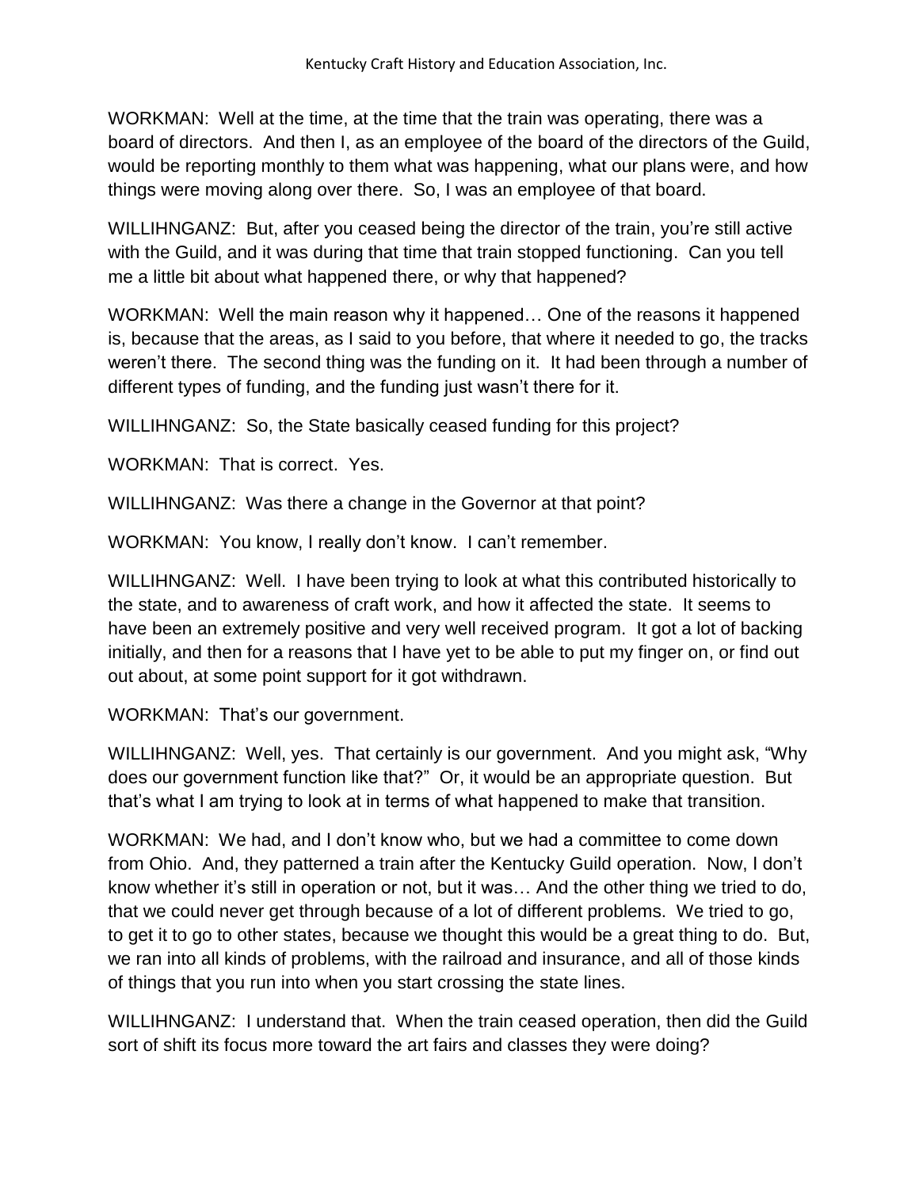WORKMAN: Well at the time, at the time that the train was operating, there was a board of directors. And then I, as an employee of the board of the directors of the Guild, would be reporting monthly to them what was happening, what our plans were, and how things were moving along over there. So, I was an employee of that board.

WILLIHNGANZ: But, after you ceased being the director of the train, you're still active with the Guild, and it was during that time that train stopped functioning. Can you tell me a little bit about what happened there, or why that happened?

WORKMAN: Well the main reason why it happened… One of the reasons it happened is, because that the areas, as I said to you before, that where it needed to go, the tracks weren't there. The second thing was the funding on it. It had been through a number of different types of funding, and the funding just wasn't there for it.

WILLIHNGANZ: So, the State basically ceased funding for this project?

WORKMAN: That is correct. Yes.

WILLIHNGANZ: Was there a change in the Governor at that point?

WORKMAN: You know, I really don't know. I can't remember.

WILLIHNGANZ: Well. I have been trying to look at what this contributed historically to the state, and to awareness of craft work, and how it affected the state. It seems to have been an extremely positive and very well received program. It got a lot of backing initially, and then for a reasons that I have yet to be able to put my finger on, or find out out about, at some point support for it got withdrawn.

WORKMAN: That's our government.

WILLIHNGANZ: Well, yes. That certainly is our government. And you might ask, "Why does our government function like that?" Or, it would be an appropriate question. But that's what I am trying to look at in terms of what happened to make that transition.

WORKMAN: We had, and I don't know who, but we had a committee to come down from Ohio. And, they patterned a train after the Kentucky Guild operation. Now, I don't know whether it's still in operation or not, but it was… And the other thing we tried to do, that we could never get through because of a lot of different problems. We tried to go, to get it to go to other states, because we thought this would be a great thing to do. But, we ran into all kinds of problems, with the railroad and insurance, and all of those kinds of things that you run into when you start crossing the state lines.

WILLIHNGANZ: I understand that. When the train ceased operation, then did the Guild sort of shift its focus more toward the art fairs and classes they were doing?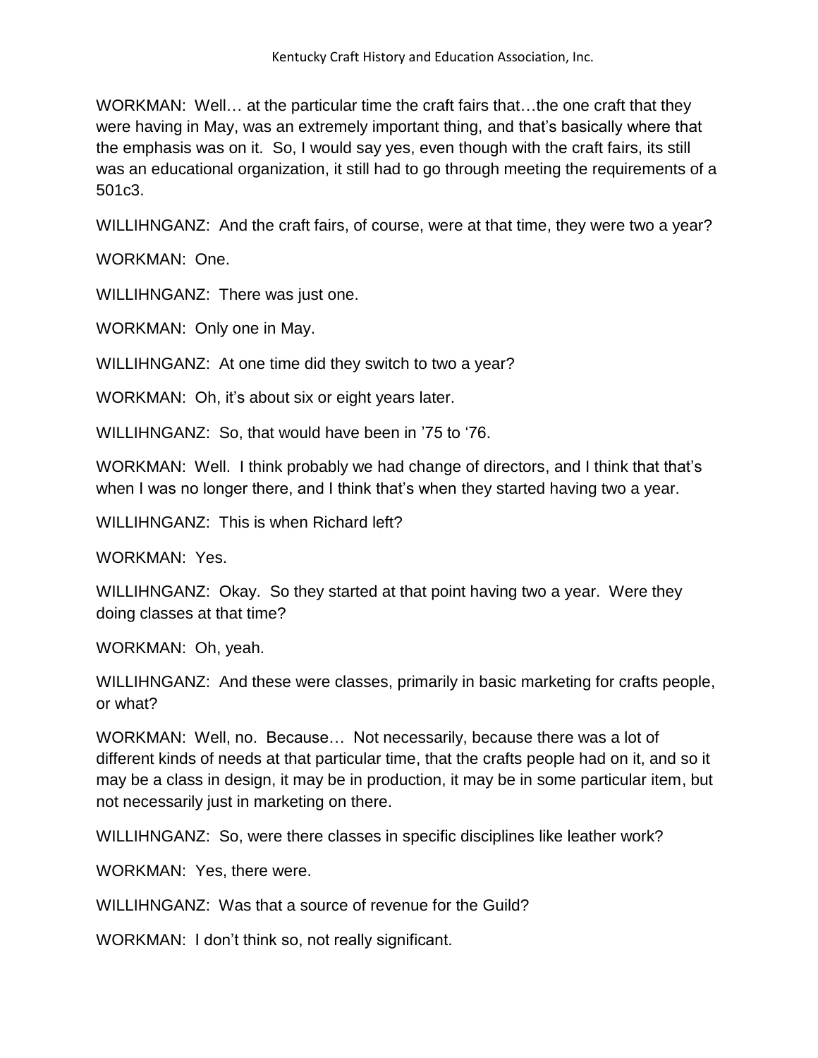WORKMAN: Well… at the particular time the craft fairs that…the one craft that they were having in May, was an extremely important thing, and that's basically where that the emphasis was on it. So, I would say yes, even though with the craft fairs, its still was an educational organization, it still had to go through meeting the requirements of a 501c3.

WILLIHNGANZ: And the craft fairs, of course, were at that time, they were two a year?

WORKMAN: One.

WILLIHNGANZ: There was just one.

WORKMAN: Only one in May.

WILLIHNGANZ: At one time did they switch to two a year?

WORKMAN: Oh, it's about six or eight years later.

WILLIHNGANZ: So, that would have been in '75 to '76.

WORKMAN: Well. I think probably we had change of directors, and I think that that's when I was no longer there, and I think that's when they started having two a year.

WILLIHNGANZ: This is when Richard left?

WORKMAN: Yes.

WILLIHNGANZ: Okay. So they started at that point having two a year. Were they doing classes at that time?

WORKMAN: Oh, yeah.

WILLIHNGANZ: And these were classes, primarily in basic marketing for crafts people, or what?

WORKMAN: Well, no. Because… Not necessarily, because there was a lot of different kinds of needs at that particular time, that the crafts people had on it, and so it may be a class in design, it may be in production, it may be in some particular item, but not necessarily just in marketing on there.

WILLIHNGANZ: So, were there classes in specific disciplines like leather work?

WORKMAN: Yes, there were.

WILLIHNGANZ: Was that a source of revenue for the Guild?

WORKMAN: I don't think so, not really significant.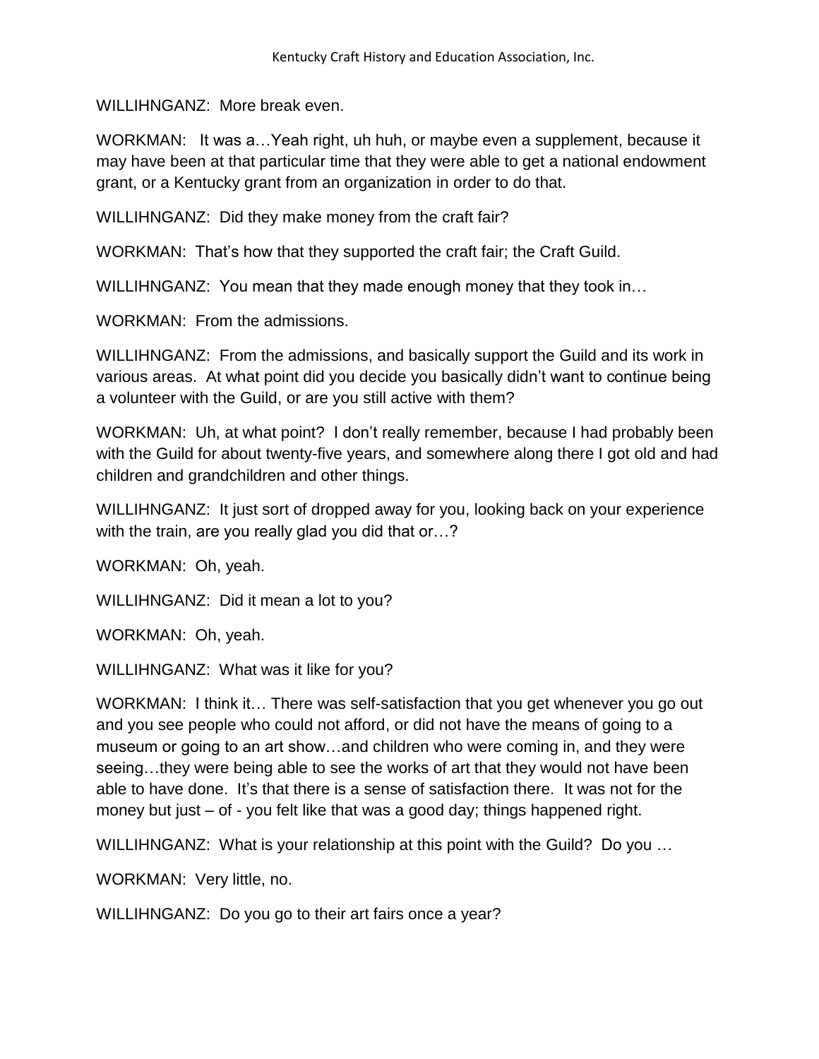WILLIHNGANZ: More break even.

WORKMAN: It was a…Yeah right, uh huh, or maybe even a supplement, because it may have been at that particular time that they were able to get a national endowment grant, or a Kentucky grant from an organization in order to do that.

WILLIHNGANZ: Did they make money from the craft fair?

WORKMAN: That's how that they supported the craft fair; the Craft Guild.

WILLIHNGANZ: You mean that they made enough money that they took in…

WORKMAN: From the admissions.

WILLIHNGANZ: From the admissions, and basically support the Guild and its work in various areas. At what point did you decide you basically didn't want to continue being a volunteer with the Guild, or are you still active with them?

WORKMAN: Uh, at what point? I don't really remember, because I had probably been with the Guild for about twenty-five years, and somewhere along there I got old and had children and grandchildren and other things.

WILLIHNGANZ: It just sort of dropped away for you, looking back on your experience with the train, are you really glad you did that or…?

WORKMAN: Oh, yeah.

WILLIHNGANZ: Did it mean a lot to you?

WORKMAN: Oh, yeah.

WILLIHNGANZ: What was it like for you?

WORKMAN: I think it… There was self-satisfaction that you get whenever you go out and you see people who could not afford, or did not have the means of going to a museum or going to an art show…and children who were coming in, and they were seeing…they were being able to see the works of art that they would not have been able to have done. It's that there is a sense of satisfaction there. It was not for the money but just – of - you felt like that was a good day; things happened right.

WILLIHNGANZ: What is your relationship at this point with the Guild? Do you …

WORKMAN: Very little, no.

WILLIHNGANZ: Do you go to their art fairs once a year?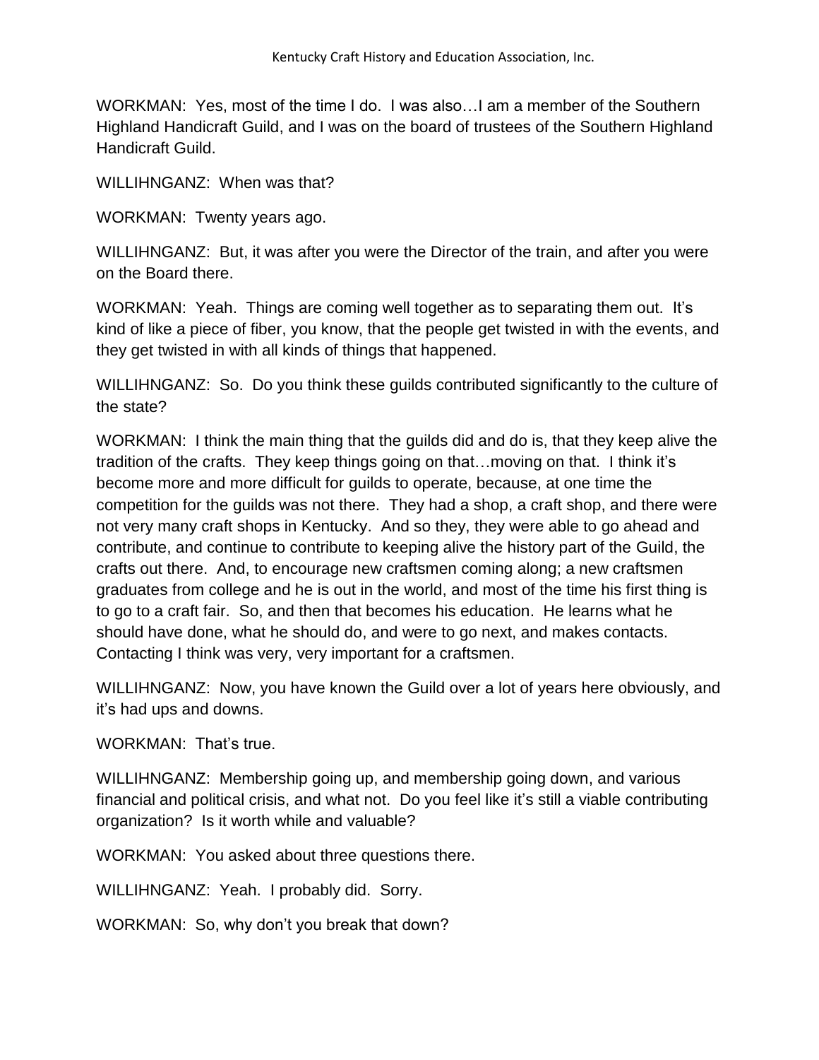WORKMAN: Yes, most of the time I do. I was also…I am a member of the Southern Highland Handicraft Guild, and I was on the board of trustees of the Southern Highland Handicraft Guild.

WILLIHNGANZ: When was that?

WORKMAN: Twenty years ago.

WILLIHNGANZ: But, it was after you were the Director of the train, and after you were on the Board there.

WORKMAN: Yeah. Things are coming well together as to separating them out. It's kind of like a piece of fiber, you know, that the people get twisted in with the events, and they get twisted in with all kinds of things that happened.

WILLIHNGANZ: So. Do you think these guilds contributed significantly to the culture of the state?

WORKMAN: I think the main thing that the guilds did and do is, that they keep alive the tradition of the crafts. They keep things going on that…moving on that. I think it's become more and more difficult for guilds to operate, because, at one time the competition for the guilds was not there. They had a shop, a craft shop, and there were not very many craft shops in Kentucky. And so they, they were able to go ahead and contribute, and continue to contribute to keeping alive the history part of the Guild, the crafts out there. And, to encourage new craftsmen coming along; a new craftsmen graduates from college and he is out in the world, and most of the time his first thing is to go to a craft fair. So, and then that becomes his education. He learns what he should have done, what he should do, and were to go next, and makes contacts. Contacting I think was very, very important for a craftsmen.

WILLIHNGANZ: Now, you have known the Guild over a lot of years here obviously, and it's had ups and downs.

WORKMAN: That's true.

WILLIHNGANZ: Membership going up, and membership going down, and various financial and political crisis, and what not. Do you feel like it's still a viable contributing organization? Is it worth while and valuable?

WORKMAN: You asked about three questions there.

WILLIHNGANZ: Yeah. I probably did. Sorry.

WORKMAN: So, why don't you break that down?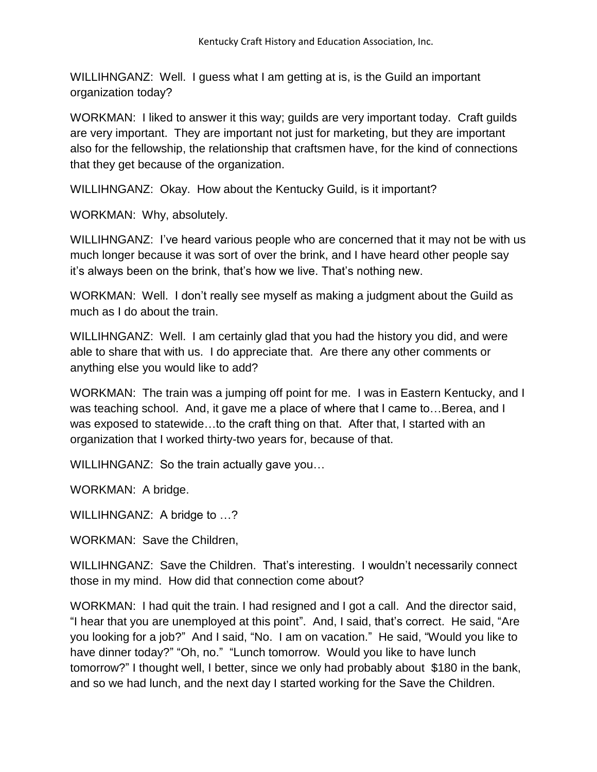WILLIHNGANZ: Well. I guess what I am getting at is, is the Guild an important organization today?

WORKMAN: I liked to answer it this way; guilds are very important today. Craft guilds are very important. They are important not just for marketing, but they are important also for the fellowship, the relationship that craftsmen have, for the kind of connections that they get because of the organization.

WILLIHNGANZ: Okay. How about the Kentucky Guild, is it important?

WORKMAN: Why, absolutely.

WILLIHNGANZ: I've heard various people who are concerned that it may not be with us much longer because it was sort of over the brink, and I have heard other people say it's always been on the brink, that's how we live. That's nothing new.

WORKMAN: Well. I don't really see myself as making a judgment about the Guild as much as I do about the train.

WILLIHNGANZ: Well. I am certainly glad that you had the history you did, and were able to share that with us. I do appreciate that. Are there any other comments or anything else you would like to add?

WORKMAN: The train was a jumping off point for me. I was in Eastern Kentucky, and I was teaching school. And, it gave me a place of where that I came to…Berea, and I was exposed to statewide…to the craft thing on that. After that, I started with an organization that I worked thirty-two years for, because of that.

WILLIHNGANZ: So the train actually gave you…

WORKMAN: A bridge.

WILLIHNGANZ: A bridge to …?

WORKMAN: Save the Children,

WILLIHNGANZ: Save the Children. That's interesting. I wouldn't necessarily connect those in my mind. How did that connection come about?

WORKMAN: I had quit the train. I had resigned and I got a call. And the director said, "I hear that you are unemployed at this point". And, I said, that's correct. He said, "Are you looking for a job?" And I said, "No. I am on vacation." He said, "Would you like to have dinner today?" "Oh, no." "Lunch tomorrow. Would you like to have lunch tomorrow?" I thought well, I better, since we only had probably about $180 in the bank, and so we had lunch, and the next day I started working for the Save the Children.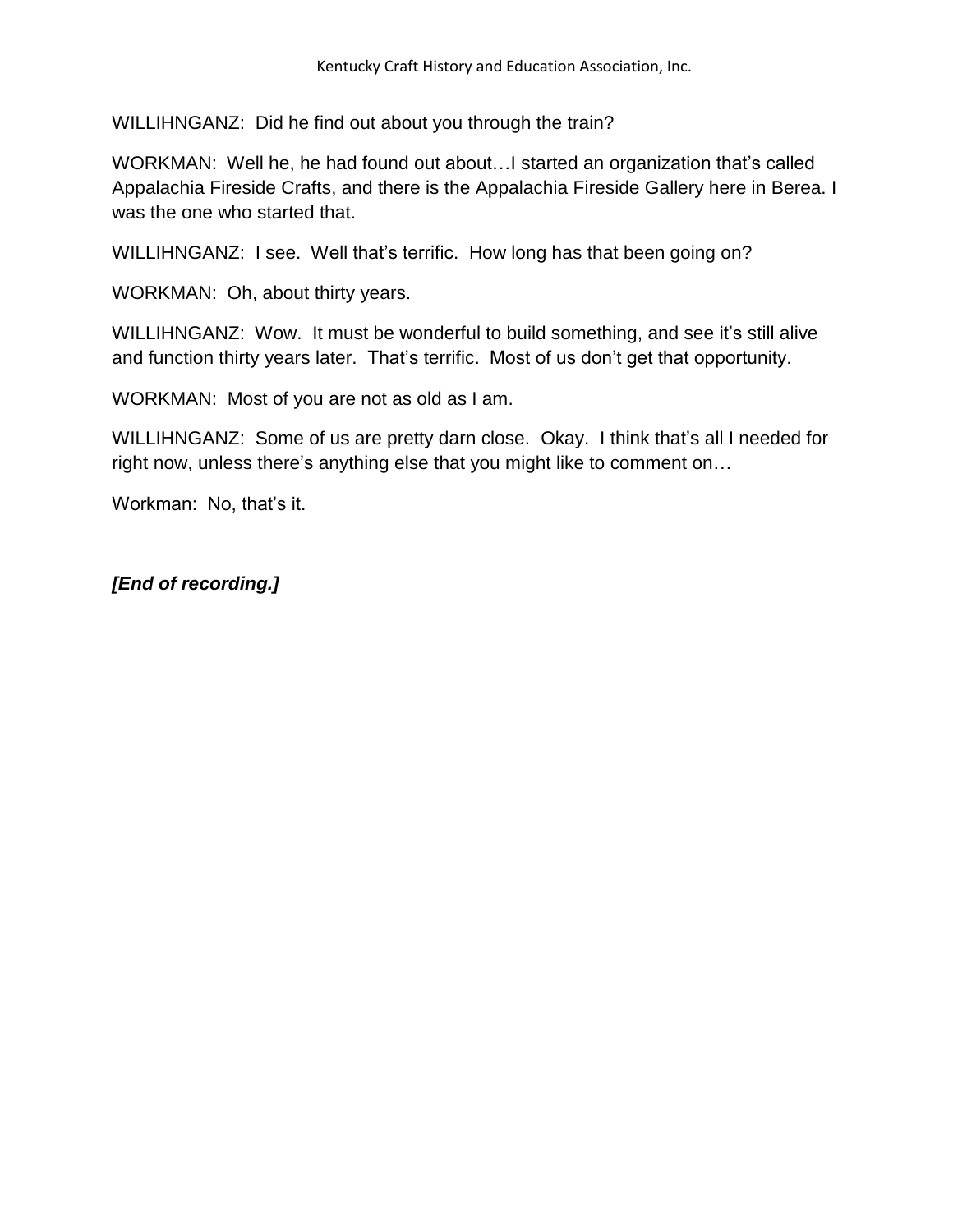WILLIHNGANZ: Did he find out about you through the train?

WORKMAN: Well he, he had found out about…I started an organization that's called Appalachia Fireside Crafts, and there is the Appalachia Fireside Gallery here in Berea. I was the one who started that.

WILLIHNGANZ: I see. Well that's terrific. How long has that been going on?

WORKMAN: Oh, about thirty years.

WILLIHNGANZ: Wow. It must be wonderful to build something, and see it's still alive and function thirty years later. That's terrific. Most of us don't get that opportunity.

WORKMAN: Most of you are not as old as I am.

WILLIHNGANZ: Some of us are pretty darn close. Okay. I think that's all I needed for right now, unless there's anything else that you might like to comment on…

Workman: No, that's it.

***[End of recording.]***